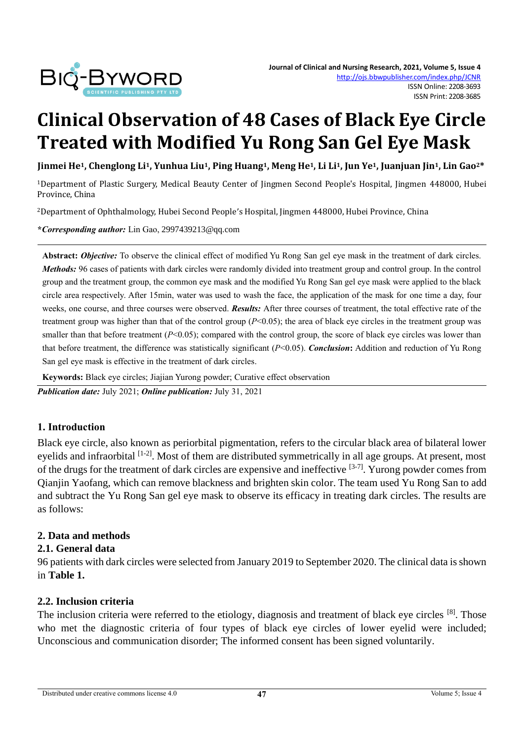# Clinical Observation of 48 Cases of Black Eye Circle Treated with Modified Yu Rong San Gel Eye Mask

**Jinmei He[1], Chenglong Li[1], Yunhua Liu[1], Ping Huang[1], Meng He[1], Li Li[1], Jun Ye[1], Juanjuan Jin[1], Lin Gao[2]***

[1]Department of Plastic Surgery, Medical Beauty Center of Jingmen Second People's Hospital, Jingmen 448000, Hubei Province, China

[2]Department of Ophthalmology, Hubei Second People's Hospital, Jingmen 448000, Hubei Province, China

***Corresponding author:*** Lin Gao, 2997439213@qq.com

**Abstract:** ***Objective:*** To observe the clinical effect of modified Yu Rong San gel eye mask in the treatment of dark circles. ***Methods:*** 96 cases of patients with dark circles were randomly divided into treatment group and control group. In the control group and the treatment group, the common eye mask and the modified Yu Rong San gel eye mask were applied to the black circle area respectively. After 15min, water was used to wash the face, the application of the mask for one time a day, four weeks, one course, and three courses were observed. ***Results:*** After three courses of treatment, the total effective rate of the treatment group was higher than that of the control group ($P<0.05$); the area of black eye circles in the treatment group was smaller than that before treatment ($P<0.05$); compared with the control group, the score of black eye circles was lower than that before treatment, the difference was statistically significant ($P<0.05$). ***Conclusion*:** Addition and reduction of Yu Rong San gel eye mask is effective in the treatment of dark circles.

**Keywords:** Black eye circles; Jiajian Yurong powder; Curative effect observation

***Publication date:*** July 2021; ***Online publication:*** July 31, 2021

## 1. Introduction

Black eye circle, also known as periorbital pigmentation, refers to the circular black area of bilateral lower eyelids and infraorbital [1-2]. Most of them are distributed symmetrically in all age groups. At present, most of the drugs for the treatment of dark circles are expensive and ineffective [3-7]. Yurong powder comes from Qianjin Yaofang, which can remove blackness and brighten skin color. The team used Yu Rong San to add and subtract the Yu Rong San gel eye mask to observe its efficacy in treating dark circles. The results are as follows:

## 2. Data and methods

### 2.1. General data

96 patients with dark circles were selected from January 2019 to September 2020. The clinical data is shown in **Table 1.**

### 2.2. Inclusion criteria

The inclusion criteria were referred to the etiology, diagnosis and treatment of black eye circles [8]. Those who met the diagnostic criteria of four types of black eye circles of lower eyelid were included; Unconscious and communication disorder; The informed consent has been signed voluntarily.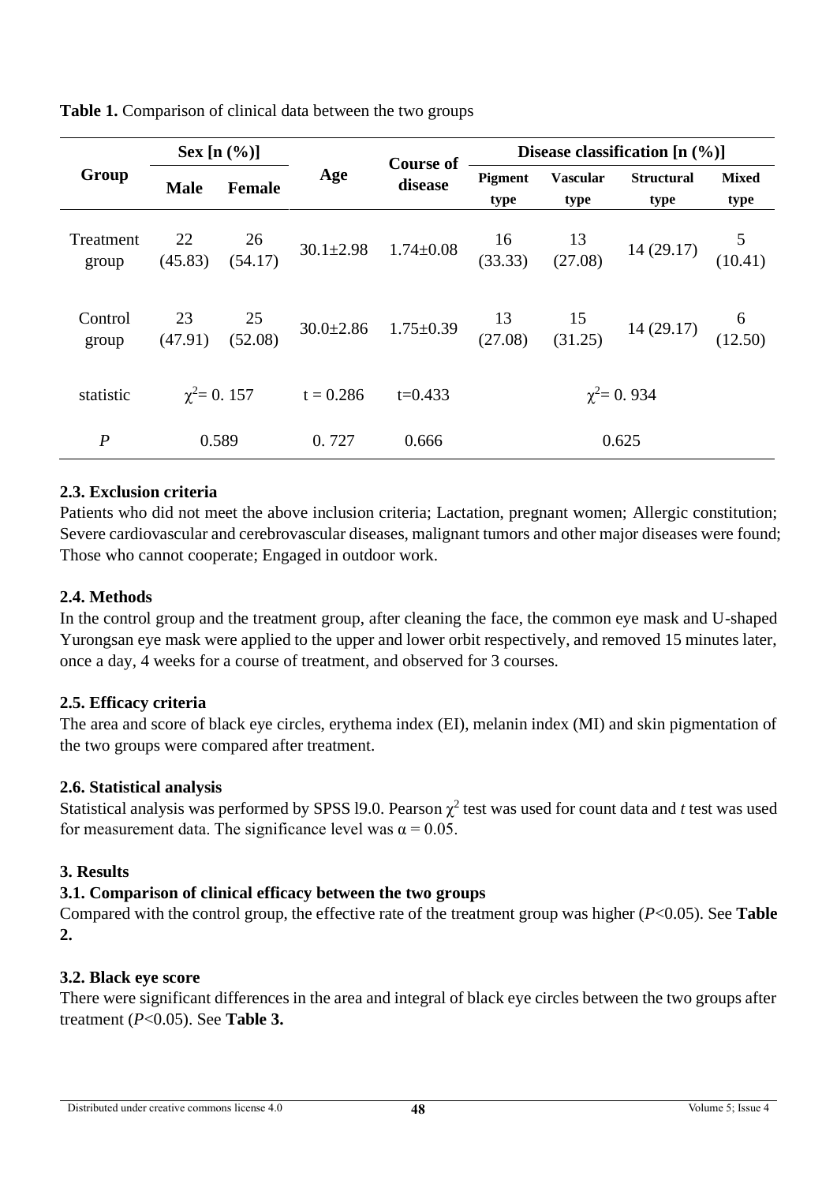**Table 1.** Comparison of clinical data between the two groups

| Group | Sex [n (%)] | | Age | Course of disease | Disease classification [n (%)] | | | |
|---|---|---|---|---|---|---|---|---|
| | Male | Female | | | Pigment type | Vascular type | Structural type | Mixed type |
| Treatment group | 22 (45.83) | 26 (54.17) | 30.1±2.98 | 1.74±0.08 | 16 (33.33) | 13 (27.08) | 14 (29.17) | 5 (10.41) |
| Control group | 23 (47.91) | 25 (52.08) | 30.0±2.86 | 1.75±0.39 | 13 (27.08) | 15 (31.25) | 14 (29.17) | 6 (12.50) |
| statistic | $\chi^2$= 0. 157 | | t = 0.286 | t=0.433 | $\chi^2$= 0. 934 | | | |
| *P* | 0.589 | | 0. 727 | 0.666 | 0.625 | | | |

## 2.3. Exclusion criteria

Patients who did not meet the above inclusion criteria; Lactation, pregnant women; Allergic constitution; Severe cardiovascular and cerebrovascular diseases, malignant tumors and other major diseases were found; Those who cannot cooperate; Engaged in outdoor work.

## 2.4. Methods

In the control group and the treatment group, after cleaning the face, the common eye mask and U-shaped Yurongsan eye mask were applied to the upper and lower orbit respectively, and removed 15 minutes later, once a day, 4 weeks for a course of treatment, and observed for 3 courses.

## 2.5. Efficacy criteria

The area and score of black eye circles, erythema index (EI), melanin index (MI) and skin pigmentation of the two groups were compared after treatment.

## 2.6. Statistical analysis

Statistical analysis was performed by SPSS l9.0. Pearson $\chi^2$ test was used for count data and *t* test was used for measurement data. The significance level was $\alpha = 0.05$.

# 3. Results

## 3.1. Comparison of clinical efficacy between the two groups

Compared with the control group, the effective rate of the treatment group was higher ($P$<0.05). See **Table 2.**

## 3.2. Black eye score

There were significant differences in the area and integral of black eye circles between the two groups after treatment ($P$<0.05). See **Table 3.**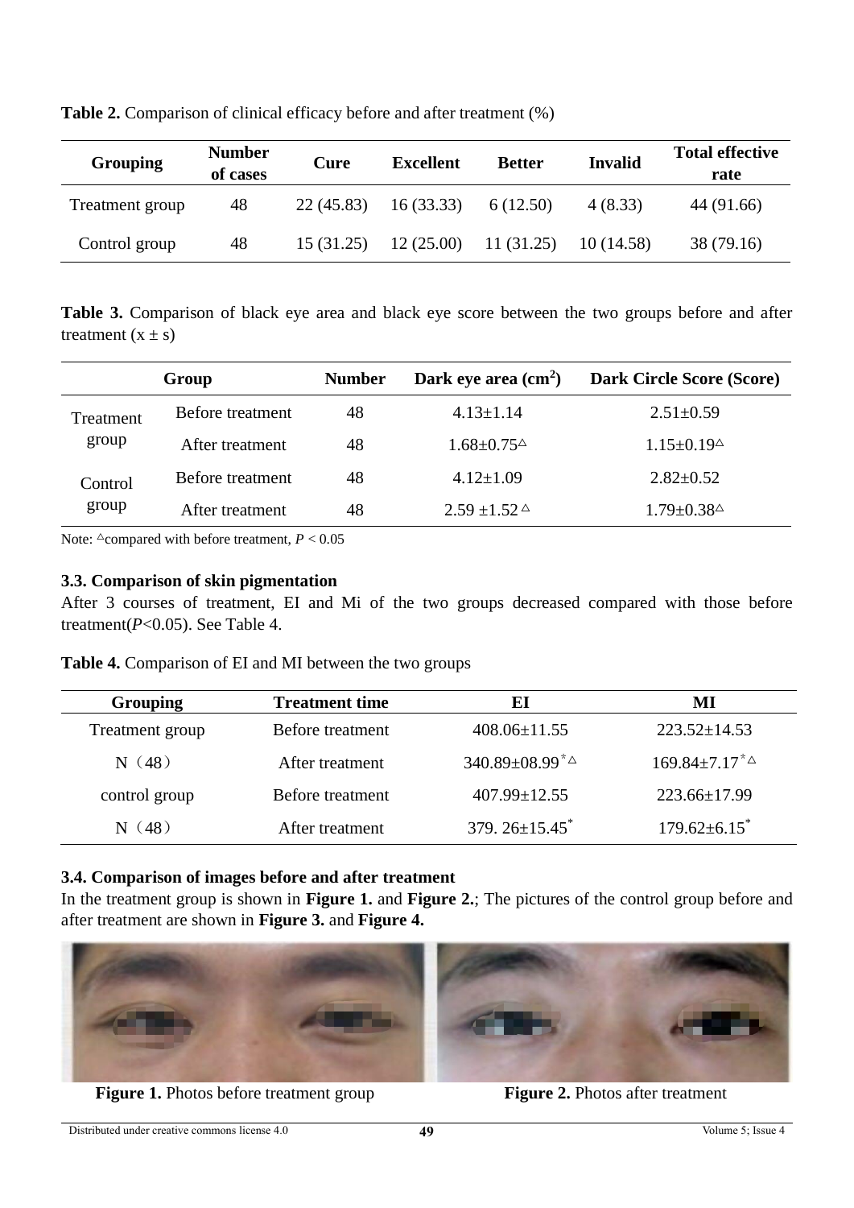**Table 2.** Comparison of clinical efficacy before and after treatment (%)

| Grouping | Number of cases | Cure | Excellent | Better | Invalid | Total effective rate |
|---|---|---|---|---|---|---|
| Treatment group | 48 | 22 (45.83) | 16 (33.33) | 6 (12.50) | 4 (8.33) | 44 (91.66) |
| Control group | 48 | 15 (31.25) | 12 (25.00) | 11 (31.25) | 10 (14.58) | 38 (79.16) |

**Table 3.** Comparison of black eye area and black eye score between the two groups before and after treatment ($x \pm s$)

| Group | | Number | Dark eye area ($cm^2$) | Dark Circle Score (Score) |
|---|---|---|---|---|
| Treatment group | Before treatment | 48 | 4.13±1.14 | 2.51±0.59 |
| | After treatment | 48 | 1.68±0.75△ | 1.15±0.19△ |
| Control group | Before treatment | 48 | 4.12±1.09 | 2.82±0.52 |
| | After treatment | 48 | 2.59 ±1.52△ | 1.79±0.38△ |

Note: △compared with before treatment, $P < 0.05$

### 3.3. Comparison of skin pigmentation

After 3 courses of treatment, EI and Mi of the two groups decreased compared with those before treatment($P$<0.05). See Table 4.

**Table 4.** Comparison of EI and MI between the two groups

| Grouping | Treatment time | EI | MI |
|---|---|---|---|
| Treatment group | Before treatment | 408.06±11.55 | 223.52±14.53 |
| N（48） | After treatment | 340.89±08.99*△ | 169.84±7.17*△ |
| control group | Before treatment | 407.99±12.55 | 223.66±17.99 |
| N（48） | After treatment | 379. 26±15.45* | 179.62±6.15* |

### 3.4. Comparison of images before and after treatment

In the treatment group is shown in **Figure 1.** and **Figure 2.**; The pictures of the control group before and after treatment are shown in **Figure 3.** and **Figure 4.**

**Figure 1.** Photos before treatment group

**Figure 2.** Photos after treatment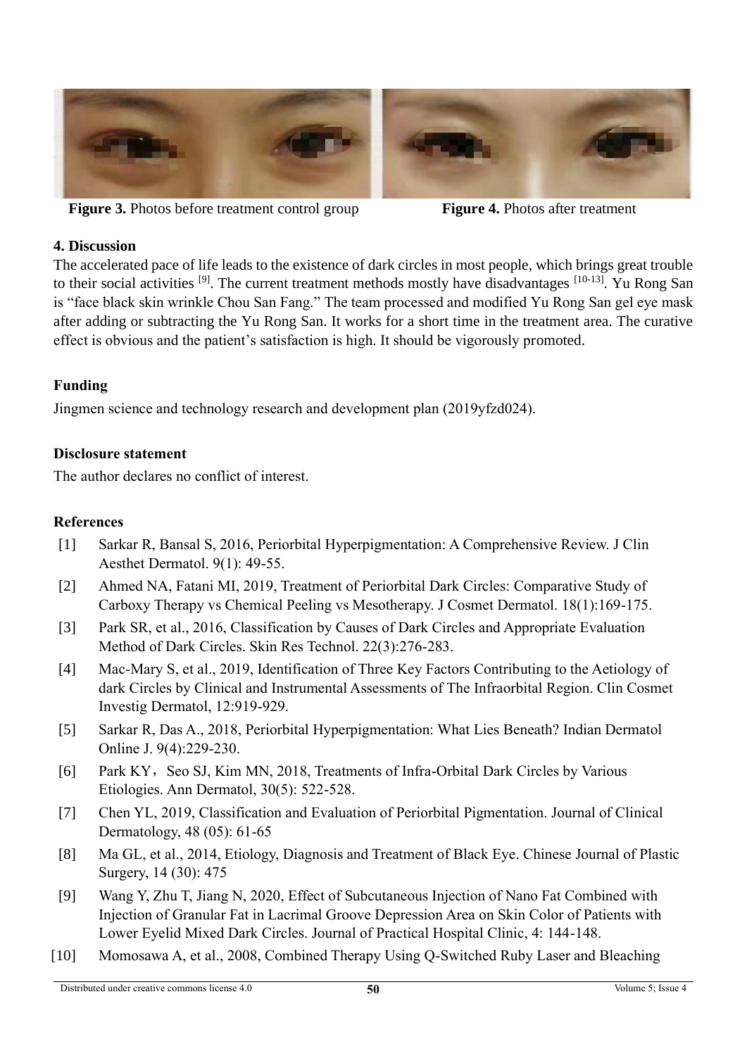**Figure 3.** Photos before treatment control group

**Figure 4.** Photos after treatment

## 4. Discussion

The accelerated pace of life leads to the existence of dark circles in most people, which brings great trouble to their social activities [9]. The current treatment methods mostly have disadvantages [10-13]. Yu Rong San is "face black skin wrinkle Chou San Fang." The team processed and modified Yu Rong San gel eye mask after adding or subtracting the Yu Rong San. It works for a short time in the treatment area. The curative effect is obvious and the patient's satisfaction is high. It should be vigorously promoted.

## Funding

Jingmen science and technology research and development plan (2019yfzd024).

## Disclosure statement

The author declares no conflict of interest.

## References

[1] Sarkar R, Bansal S, 2016, Periorbital Hyperpigmentation: A Comprehensive Review. J Clin Aesthet Dermatol. 9(1): 49-55.

[2] Ahmed NA, Fatani MI, 2019, Treatment of Periorbital Dark Circles: Comparative Study of Carboxy Therapy vs Chemical Peeling vs Mesotherapy. J Cosmet Dermatol. 18(1):169-175.

[3] Park SR, et al., 2016, Classification by Causes of Dark Circles and Appropriate Evaluation Method of Dark Circles. Skin Res Technol. 22(3):276-283.

[4] Mac-Mary S, et al., 2019, Identification of Three Key Factors Contributing to the Aetiology of dark Circles by Clinical and Instrumental Assessments of The Infraorbital Region. Clin Cosmet Investig Dermatol, 12:919-929.

[5] Sarkar R, Das A., 2018, Periorbital Hyperpigmentation: What Lies Beneath? Indian Dermatol Online J. 9(4):229-230.

[6] Park KY，Seo SJ, Kim MN, 2018, Treatments of Infra-Orbital Dark Circles by Various Etiologies. Ann Dermatol, 30(5): 522-528.

[7] Chen YL, 2019, Classification and Evaluation of Periorbital Pigmentation. Journal of Clinical Dermatology, 48 (05): 61-65

[8] Ma GL, et al., 2014, Etiology, Diagnosis and Treatment of Black Eye. Chinese Journal of Plastic Surgery, 14 (30): 475

[9] Wang Y, Zhu T, Jiang N, 2020, Effect of Subcutaneous Injection of Nano Fat Combined with Injection of Granular Fat in Lacrimal Groove Depression Area on Skin Color of Patients with Lower Eyelid Mixed Dark Circles. Journal of Practical Hospital Clinic, 4: 144-148.

[10] Momosawa A, et al., 2008, Combined Therapy Using Q-Switched Ruby Laser and Bleaching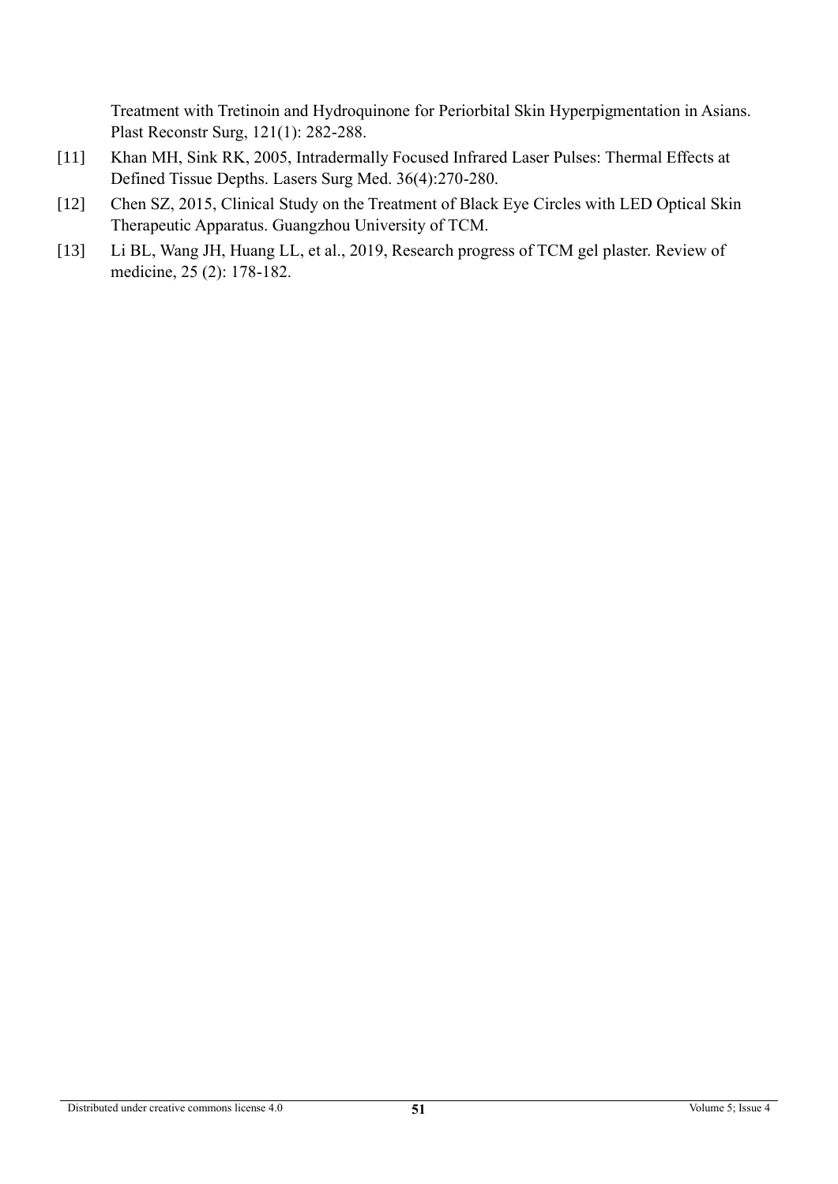Treatment with Tretinoin and Hydroquinone for Periorbital Skin Hyperpigmentation in Asians. Plast Reconstr Surg, 121(1): 282-288.

[11] Khan MH, Sink RK, 2005, Intradermally Focused Infrared Laser Pulses: Thermal Effects at Defined Tissue Depths. Lasers Surg Med. 36(4):270-280.

[12] Chen SZ, 2015, Clinical Study on the Treatment of Black Eye Circles with LED Optical Skin Therapeutic Apparatus. Guangzhou University of TCM.

[13] Li BL, Wang JH, Huang LL, et al., 2019, Research progress of TCM gel plaster. Review of medicine, 25 (2): 178-182.